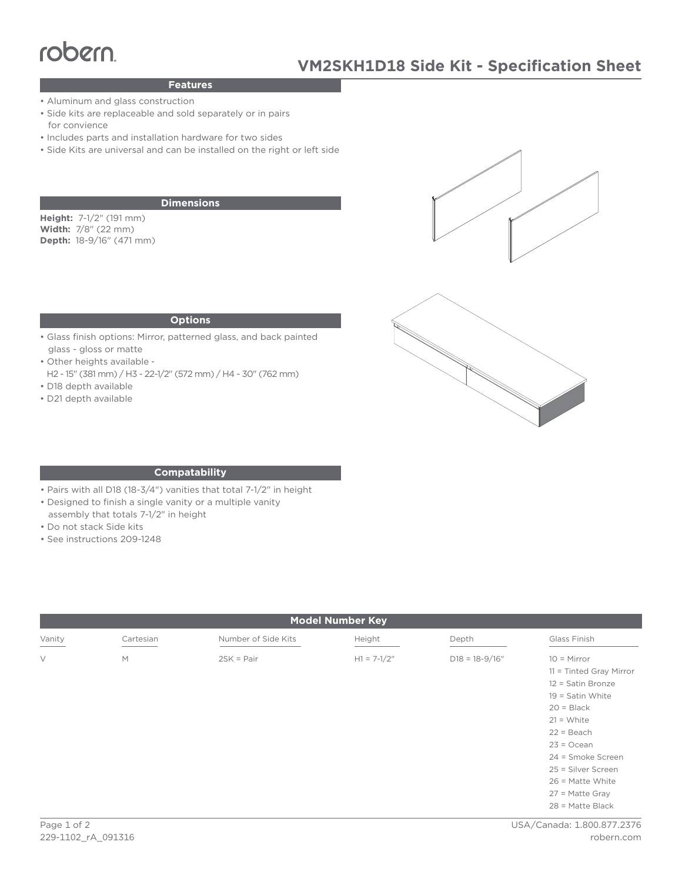robern

# VM2SKH1D18 Side Kit - Specification Sheet

## Features

- Aluminum and glass construction
- Side kits are replaceable and sold separately or in pairs for convience
- Includes parts and installation hardware for two sides
- Side Kits are universal and can be installed on the right or left side

## Dimensions

**Height:** 7-1/2" (191 mm)
**Width:** 7/8" (22 mm)
**Depth:** 18-9/16" (471 mm)

## Options

- Glass finish options: Mirror, patterned glass, and back painted glass - gloss or matte
- Other heights available - H2 - 15" (381 mm) / H3 - 22-1/2" (572 mm) / H4 - 30" (762 mm)
- D18 depth available
- D21 depth available

## Compatability

- Pairs with all D18 (18-3/4") vanities that total 7-1/2" in height
- Designed to finish a single vanity or a multiple vanity assembly that totals 7-1/2" in height
- Do not stack Side kits
- See instructions 209-1248

## Model Number Key

| Vanity | Cartesian | Number of Side Kits | Height | Depth | Glass Finish |
|---|---|---|---|---|---|
| V | M | 2SK = Pair | H1 = 7-1/2" | D18 = 18-9/16" | 10 = Mirror |
| | | | | | 11 = Tinted Gray Mirror |
| | | | | | 12 = Satin Bronze |
| | | | | | 19 = Satin White |
| | | | | | 20 = Black |
| | | | | | 21 = White |
| | | | | | 22 = Beach |
| | | | | | 23 = Ocean |
| | | | | | 24 = Smoke Screen |
| | | | | | 25 = Silver Screen |
| | | | | | 26 = Matte White |
| | | | | | 27 = Matte Gray |
| | | | | | 28 = Matte Black |

229-1102_rA_091316

USA/Canada: 1.800.877.2376
robern.com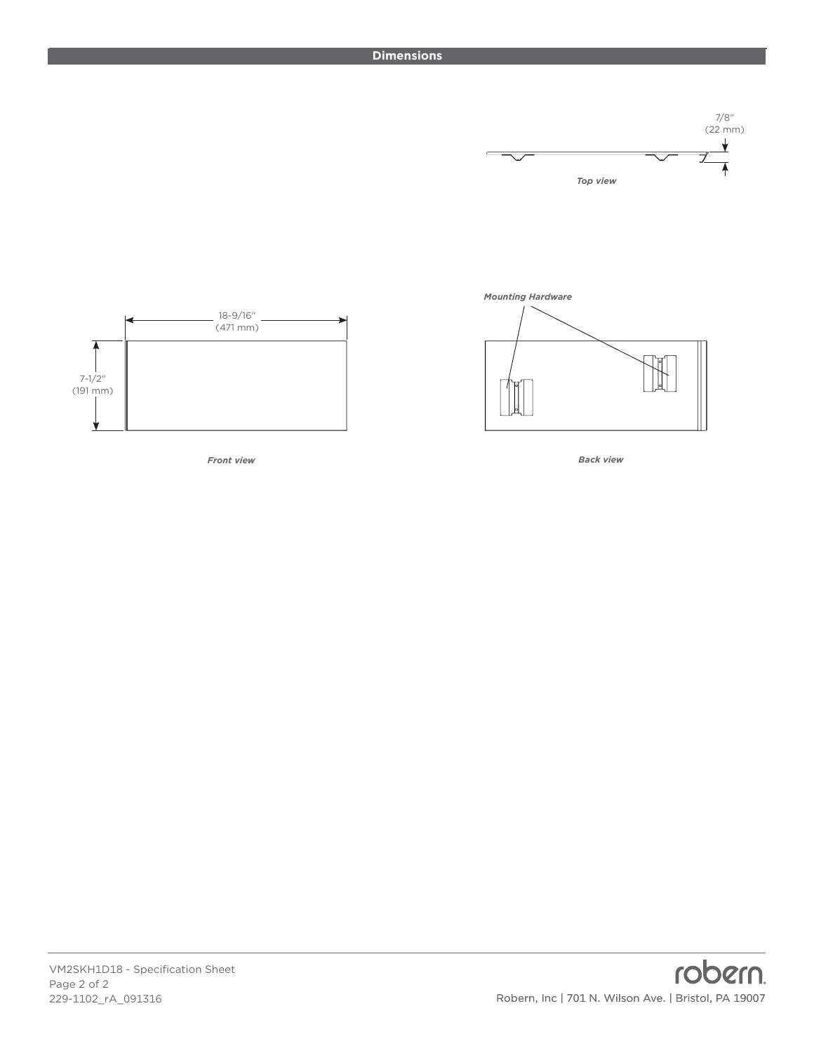## Dimensions

7/8"
(22 mm)

*Top view*

18-9/16"
(471 mm)

7-1/2"
(191 mm)

*Front view*

*Mounting Hardware*

*Back view*